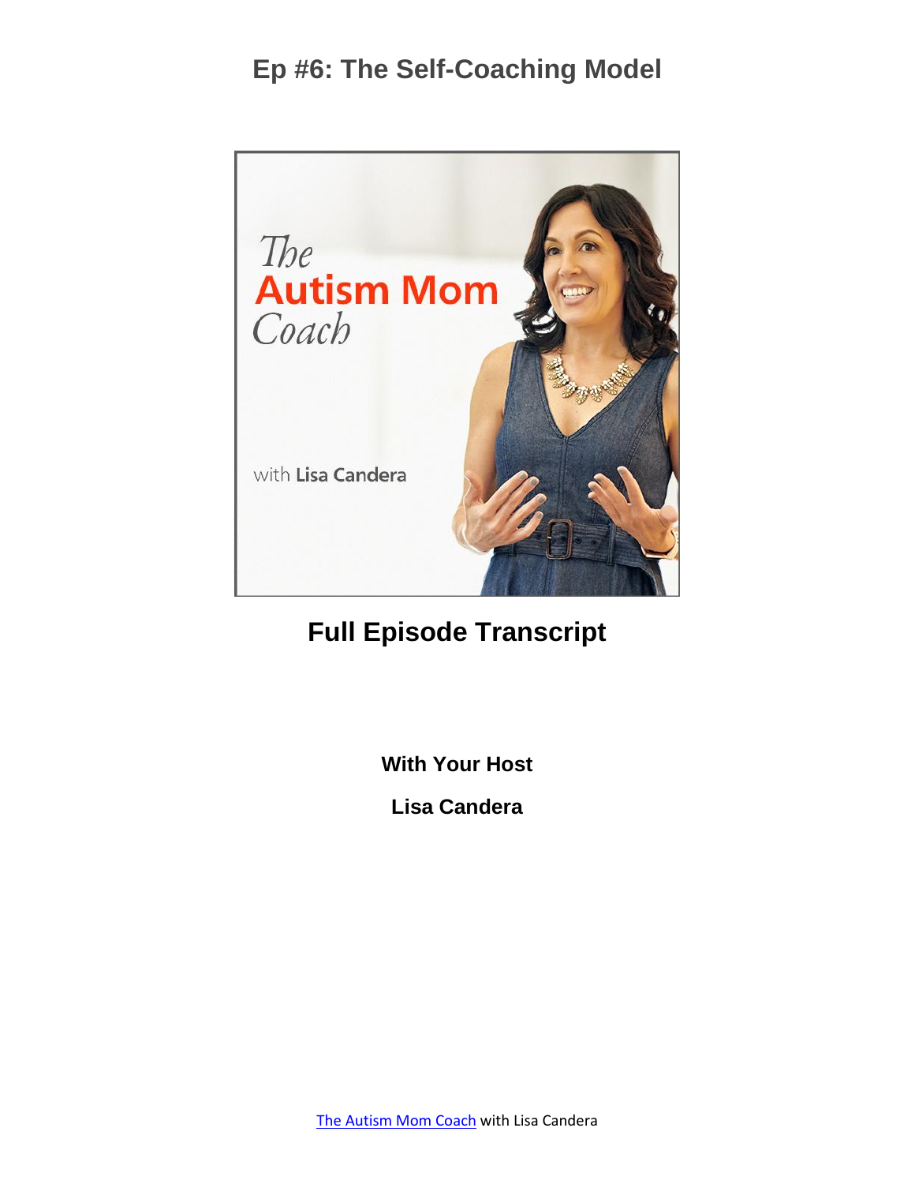# Ep #6: The Self-Coaching Model

## Full Episode Transcript

**With Your Host**

**Lisa Candera**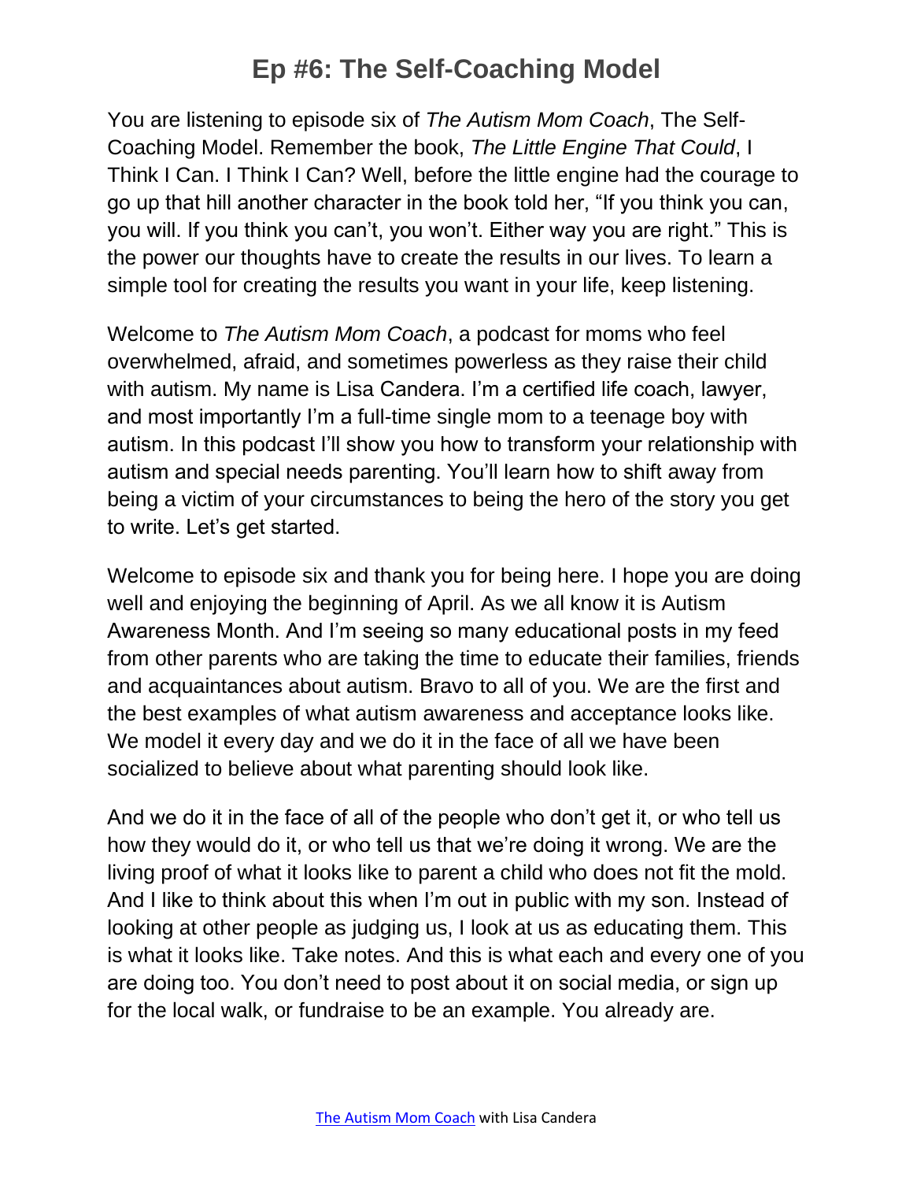# Ep #6: The Self-Coaching Model

You are listening to episode six of *The Autism Mom Coach*, The Self-Coaching Model. Remember the book, *The Little Engine That Could*, I Think I Can. I Think I Can? Well, before the little engine had the courage to go up that hill another character in the book told her, "If you think you can, you will. If you think you can't, you won't. Either way you are right." This is the power our thoughts have to create the results in our lives. To learn a simple tool for creating the results you want in your life, keep listening.

Welcome to *The Autism Mom Coach*, a podcast for moms who feel overwhelmed, afraid, and sometimes powerless as they raise their child with autism. My name is Lisa Candera. I'm a certified life coach, lawyer, and most importantly I'm a full-time single mom to a teenage boy with autism. In this podcast I'll show you how to transform your relationship with autism and special needs parenting. You'll learn how to shift away from being a victim of your circumstances to being the hero of the story you get to write. Let's get started.

Welcome to episode six and thank you for being here. I hope you are doing well and enjoying the beginning of April. As we all know it is Autism Awareness Month. And I'm seeing so many educational posts in my feed from other parents who are taking the time to educate their families, friends and acquaintances about autism. Bravo to all of you. We are the first and the best examples of what autism awareness and acceptance looks like. We model it every day and we do it in the face of all we have been socialized to believe about what parenting should look like.

And we do it in the face of all of the people who don't get it, or who tell us how they would do it, or who tell us that we're doing it wrong. We are the living proof of what it looks like to parent a child who does not fit the mold. And I like to think about this when I'm out in public with my son. Instead of looking at other people as judging us, I look at us as educating them. This is what it looks like. Take notes. And this is what each and every one of you are doing too. You don't need to post about it on social media, or sign up for the local walk, or fundraise to be an example. You already are.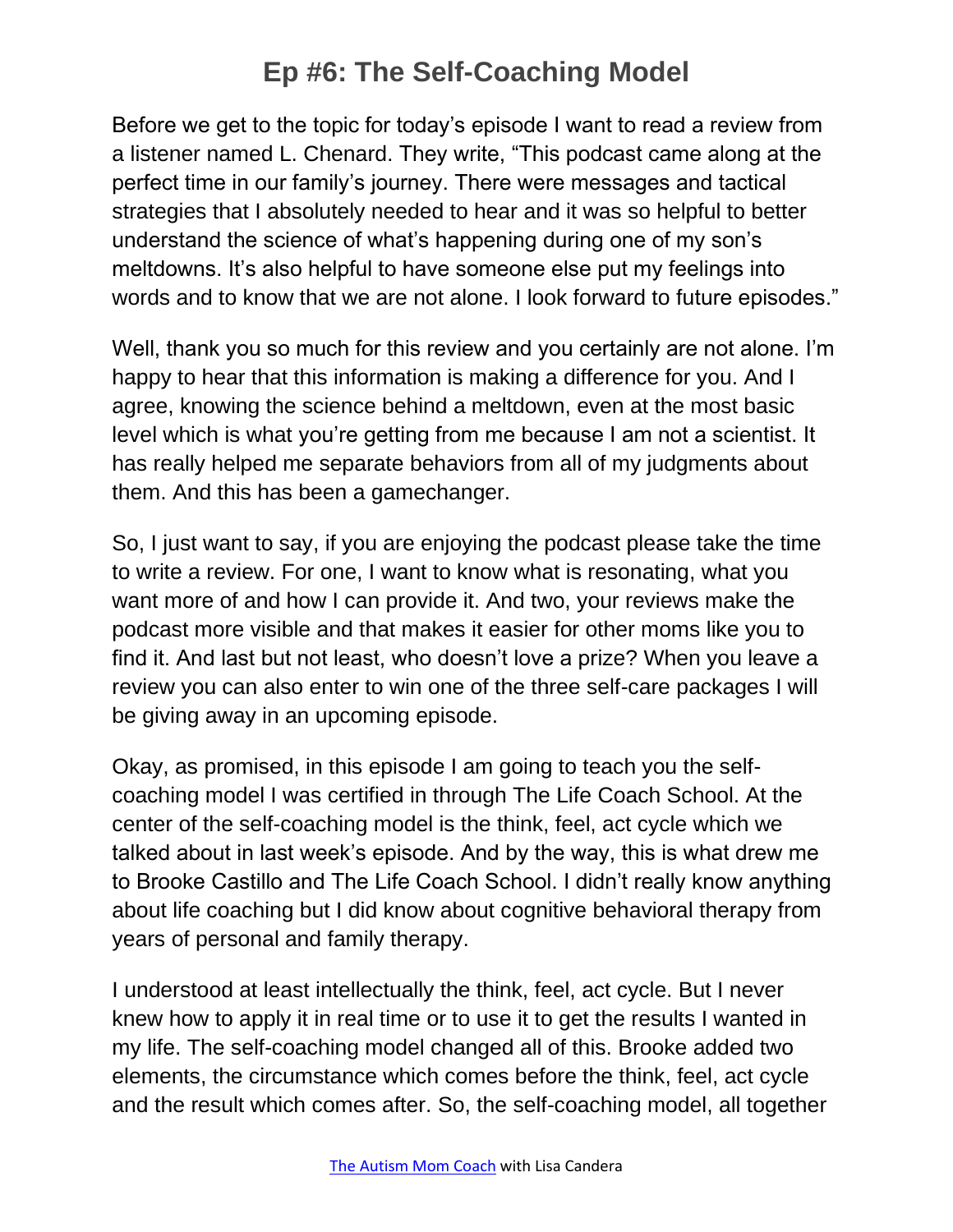# Ep #6: The Self-Coaching Model

Before we get to the topic for today's episode I want to read a review from a listener named L. Chenard. They write, "This podcast came along at the perfect time in our family's journey. There were messages and tactical strategies that I absolutely needed to hear and it was so helpful to better understand the science of what's happening during one of my son's meltdowns. It's also helpful to have someone else put my feelings into words and to know that we are not alone. I look forward to future episodes."

Well, thank you so much for this review and you certainly are not alone. I'm happy to hear that this information is making a difference for you. And I agree, knowing the science behind a meltdown, even at the most basic level which is what you're getting from me because I am not a scientist. It has really helped me separate behaviors from all of my judgments about them. And this has been a gamechanger.

So, I just want to say, if you are enjoying the podcast please take the time to write a review. For one, I want to know what is resonating, what you want more of and how I can provide it. And two, your reviews make the podcast more visible and that makes it easier for other moms like you to find it. And last but not least, who doesn't love a prize? When you leave a review you can also enter to win one of the three self-care packages I will be giving away in an upcoming episode.

Okay, as promised, in this episode I am going to teach you the self-coaching model I was certified in through The Life Coach School. At the center of the self-coaching model is the think, feel, act cycle which we talked about in last week's episode. And by the way, this is what drew me to Brooke Castillo and The Life Coach School. I didn't really know anything about life coaching but I did know about cognitive behavioral therapy from years of personal and family therapy.

I understood at least intellectually the think, feel, act cycle. But I never knew how to apply it in real time or to use it to get the results I wanted in my life. The self-coaching model changed all of this. Brooke added two elements, the circumstance which comes before the think, feel, act cycle and the result which comes after. So, the self-coaching model, all together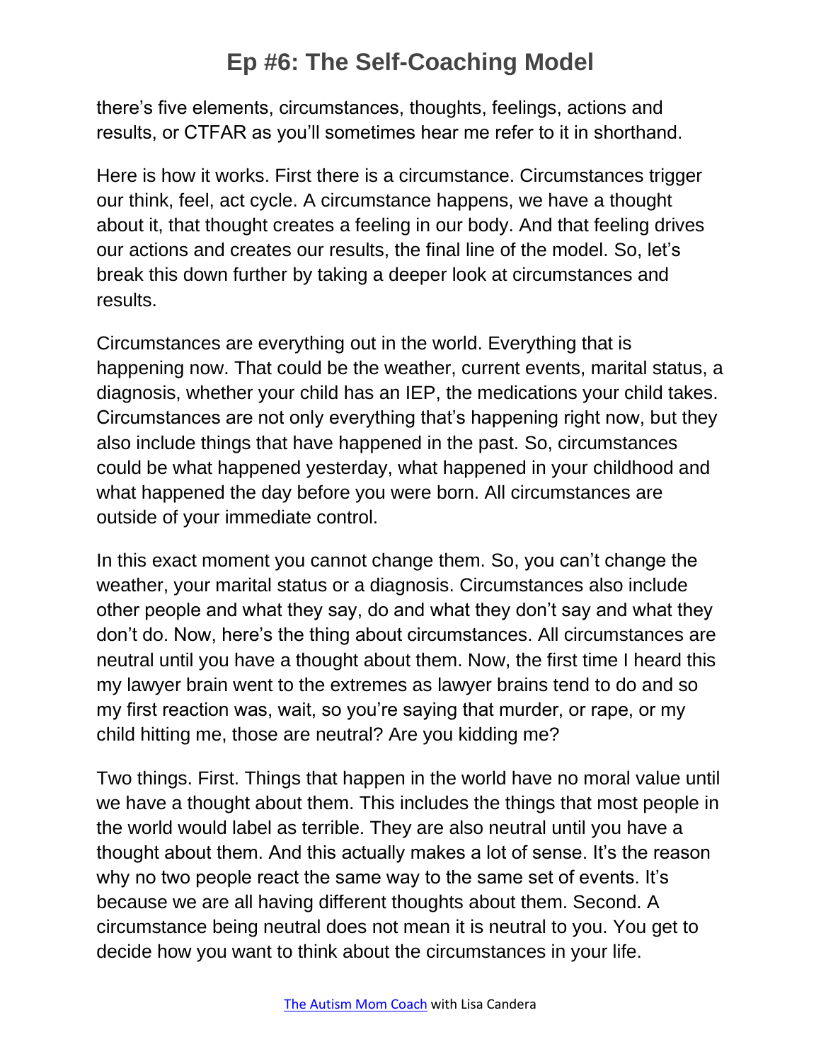there's five elements, circumstances, thoughts, feelings, actions and results, or CTFAR as you'll sometimes hear me refer to it in shorthand.

Here is how it works. First there is a circumstance. Circumstances trigger our think, feel, act cycle. A circumstance happens, we have a thought about it, that thought creates a feeling in our body. And that feeling drives our actions and creates our results, the final line of the model. So, let's break this down further by taking a deeper look at circumstances and results.

Circumstances are everything out in the world. Everything that is happening now. That could be the weather, current events, marital status, a diagnosis, whether your child has an IEP, the medications your child takes. Circumstances are not only everything that's happening right now, but they also include things that have happened in the past. So, circumstances could be what happened yesterday, what happened in your childhood and what happened the day before you were born. All circumstances are outside of your immediate control.

In this exact moment you cannot change them. So, you can't change the weather, your marital status or a diagnosis. Circumstances also include other people and what they say, do and what they don't say and what they don't do. Now, here's the thing about circumstances. All circumstances are neutral until you have a thought about them. Now, the first time I heard this my lawyer brain went to the extremes as lawyer brains tend to do and so my first reaction was, wait, so you're saying that murder, or rape, or my child hitting me, those are neutral? Are you kidding me?

Two things. First. Things that happen in the world have no moral value until we have a thought about them. This includes the things that most people in the world would label as terrible. They are also neutral until you have a thought about them. And this actually makes a lot of sense. It's the reason why no two people react the same way to the same set of events. It's because we are all having different thoughts about them. Second. A circumstance being neutral does not mean it is neutral to you. You get to decide how you want to think about the circumstances in your life.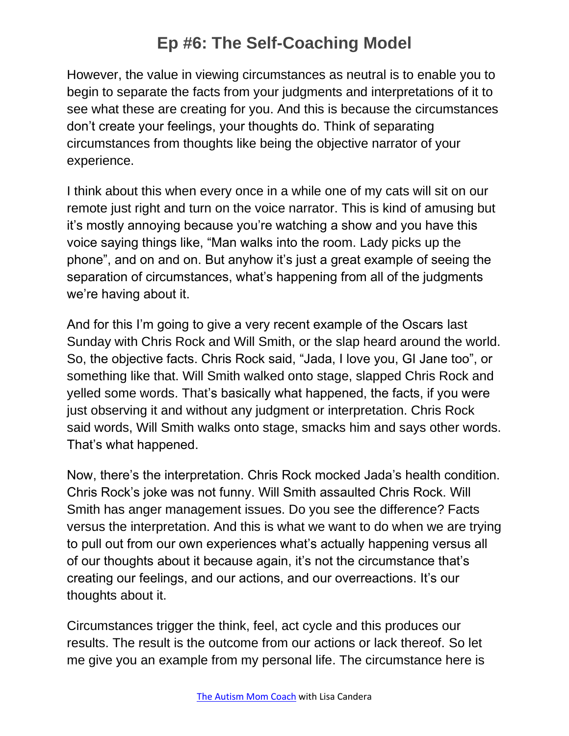However, the value in viewing circumstances as neutral is to enable you to begin to separate the facts from your judgments and interpretations of it to see what these are creating for you. And this is because the circumstances don't create your feelings, your thoughts do. Think of separating circumstances from thoughts like being the objective narrator of your experience.

I think about this when every once in a while one of my cats will sit on our remote just right and turn on the voice narrator. This is kind of amusing but it's mostly annoying because you're watching a show and you have this voice saying things like, "Man walks into the room. Lady picks up the phone", and on and on. But anyhow it's just a great example of seeing the separation of circumstances, what's happening from all of the judgments we're having about it.

And for this I'm going to give a very recent example of the Oscars last Sunday with Chris Rock and Will Smith, or the slap heard around the world. So, the objective facts. Chris Rock said, "Jada, I love you, GI Jane too", or something like that. Will Smith walked onto stage, slapped Chris Rock and yelled some words. That's basically what happened, the facts, if you were just observing it and without any judgment or interpretation. Chris Rock said words, Will Smith walks onto stage, smacks him and says other words. That's what happened.

Now, there's the interpretation. Chris Rock mocked Jada's health condition. Chris Rock's joke was not funny. Will Smith assaulted Chris Rock. Will Smith has anger management issues. Do you see the difference? Facts versus the interpretation. And this is what we want to do when we are trying to pull out from our own experiences what's actually happening versus all of our thoughts about it because again, it's not the circumstance that's creating our feelings, and our actions, and our overreactions. It's our thoughts about it.

Circumstances trigger the think, feel, act cycle and this produces our results. The result is the outcome from our actions or lack thereof. So let me give you an example from my personal life. The circumstance here is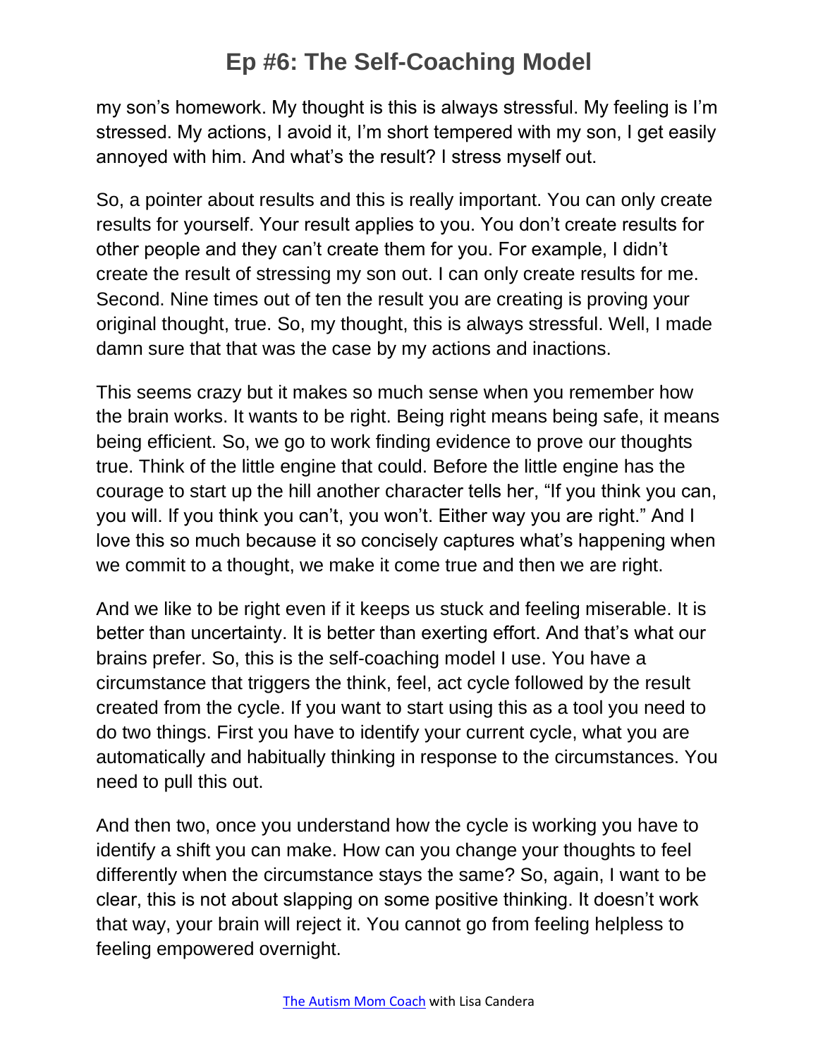my son's homework. My thought is this is always stressful. My feeling is I'm stressed. My actions, I avoid it, I'm short tempered with my son, I get easily annoyed with him. And what's the result? I stress myself out.

So, a pointer about results and this is really important. You can only create results for yourself. Your result applies to you. You don't create results for other people and they can't create them for you. For example, I didn't create the result of stressing my son out. I can only create results for me. Second. Nine times out of ten the result you are creating is proving your original thought, true. So, my thought, this is always stressful. Well, I made damn sure that that was the case by my actions and inactions.

This seems crazy but it makes so much sense when you remember how the brain works. It wants to be right. Being right means being safe, it means being efficient. So, we go to work finding evidence to prove our thoughts true. Think of the little engine that could. Before the little engine has the courage to start up the hill another character tells her, "If you think you can, you will. If you think you can't, you won't. Either way you are right." And I love this so much because it so concisely captures what's happening when we commit to a thought, we make it come true and then we are right.

And we like to be right even if it keeps us stuck and feeling miserable. It is better than uncertainty. It is better than exerting effort. And that's what our brains prefer. So, this is the self-coaching model I use. You have a circumstance that triggers the think, feel, act cycle followed by the result created from the cycle. If you want to start using this as a tool you need to do two things. First you have to identify your current cycle, what you are automatically and habitually thinking in response to the circumstances. You need to pull this out.

And then two, once you understand how the cycle is working you have to identify a shift you can make. How can you change your thoughts to feel differently when the circumstance stays the same? So, again, I want to be clear, this is not about slapping on some positive thinking. It doesn't work that way, your brain will reject it. You cannot go from feeling helpless to feeling empowered overnight.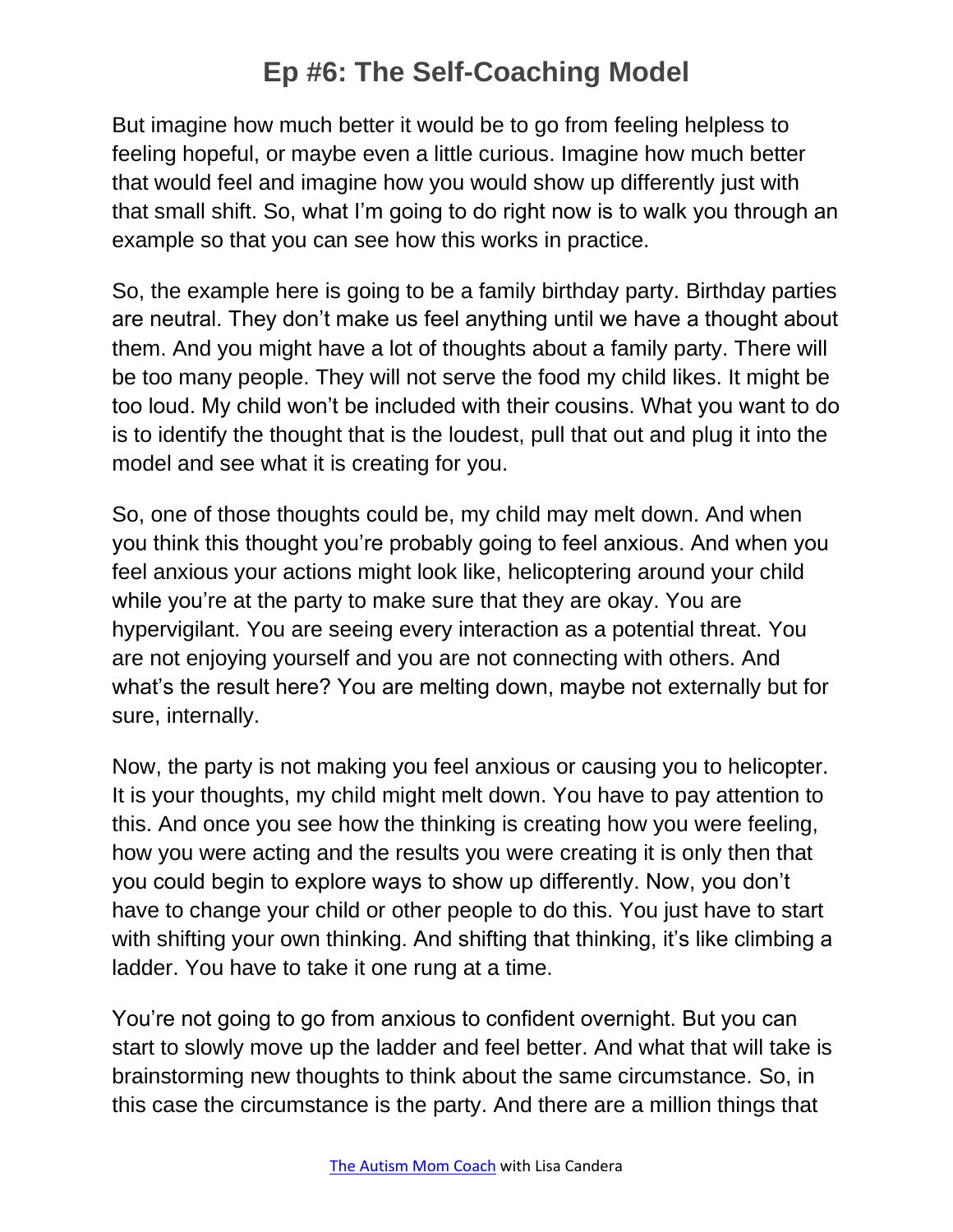But imagine how much better it would be to go from feeling helpless to feeling hopeful, or maybe even a little curious. Imagine how much better that would feel and imagine how you would show up differently just with that small shift. So, what I'm going to do right now is to walk you through an example so that you can see how this works in practice.

So, the example here is going to be a family birthday party. Birthday parties are neutral. They don't make us feel anything until we have a thought about them. And you might have a lot of thoughts about a family party. There will be too many people. They will not serve the food my child likes. It might be too loud. My child won't be included with their cousins. What you want to do is to identify the thought that is the loudest, pull that out and plug it into the model and see what it is creating for you.

So, one of those thoughts could be, my child may melt down. And when you think this thought you're probably going to feel anxious. And when you feel anxious your actions might look like, helicoptering around your child while you're at the party to make sure that they are okay. You are hypervigilant. You are seeing every interaction as a potential threat. You are not enjoying yourself and you are not connecting with others. And what's the result here? You are melting down, maybe not externally but for sure, internally.

Now, the party is not making you feel anxious or causing you to helicopter. It is your thoughts, my child might melt down. You have to pay attention to this. And once you see how the thinking is creating how you were feeling, how you were acting and the results you were creating it is only then that you could begin to explore ways to show up differently. Now, you don't have to change your child or other people to do this. You just have to start with shifting your own thinking. And shifting that thinking, it's like climbing a ladder. You have to take it one rung at a time.

You're not going to go from anxious to confident overnight. But you can start to slowly move up the ladder and feel better. And what that will take is brainstorming new thoughts to think about the same circumstance. So, in this case the circumstance is the party. And there are a million things that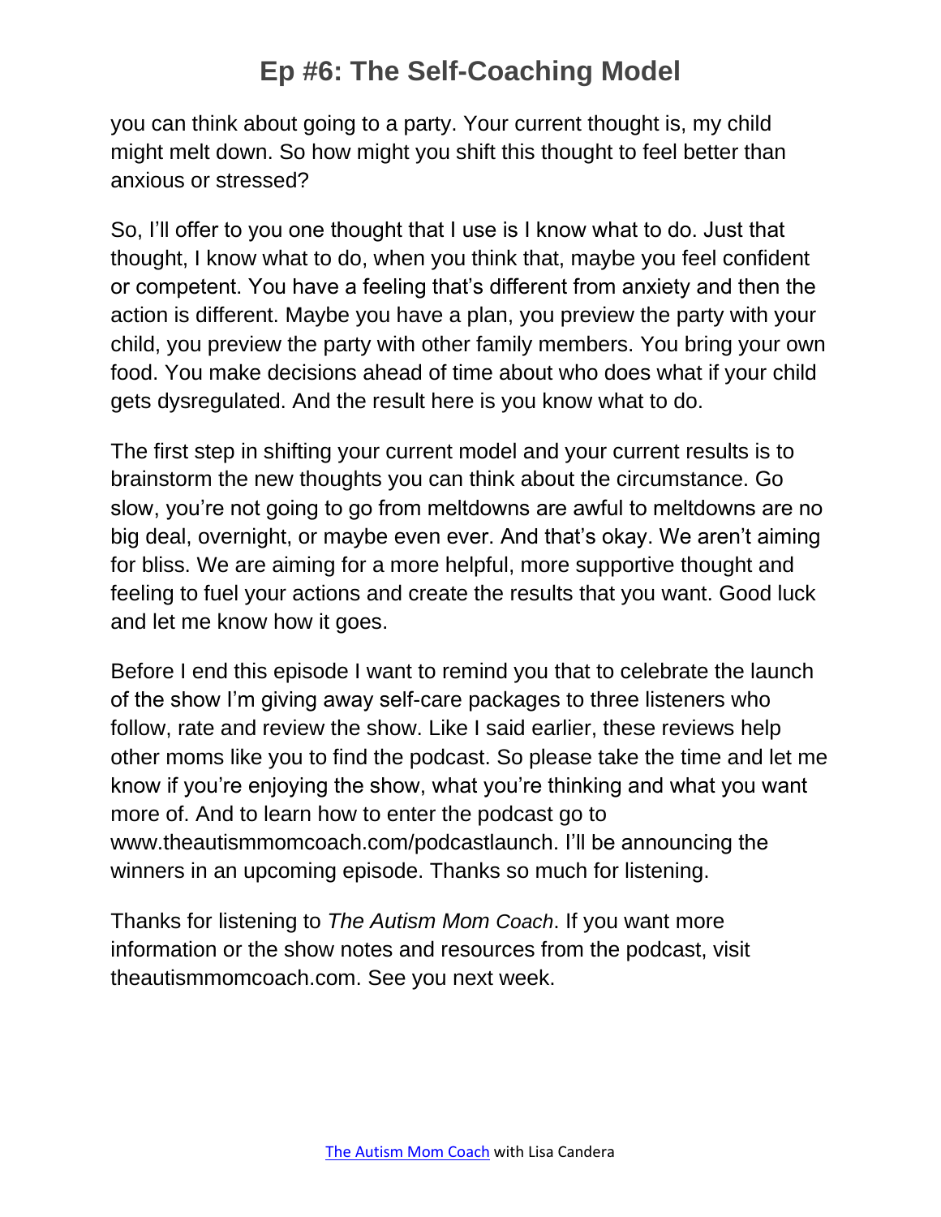you can think about going to a party. Your current thought is, my child might melt down. So how might you shift this thought to feel better than anxious or stressed?

So, I'll offer to you one thought that I use is I know what to do. Just that thought, I know what to do, when you think that, maybe you feel confident or competent. You have a feeling that's different from anxiety and then the action is different. Maybe you have a plan, you preview the party with your child, you preview the party with other family members. You bring your own food. You make decisions ahead of time about who does what if your child gets dysregulated. And the result here is you know what to do.

The first step in shifting your current model and your current results is to brainstorm the new thoughts you can think about the circumstance. Go slow, you're not going to go from meltdowns are awful to meltdowns are no big deal, overnight, or maybe even ever. And that's okay. We aren't aiming for bliss. We are aiming for a more helpful, more supportive thought and feeling to fuel your actions and create the results that you want. Good luck and let me know how it goes.

Before I end this episode I want to remind you that to celebrate the launch of the show I'm giving away self-care packages to three listeners who follow, rate and review the show. Like I said earlier, these reviews help other moms like you to find the podcast. So please take the time and let me know if you're enjoying the show, what you're thinking and what you want more of. And to learn how to enter the podcast go to www.theautismmomcoach.com/podcastlaunch. I'll be announcing the winners in an upcoming episode. Thanks so much for listening.

Thanks for listening to *The Autism Mom Coach*. If you want more information or the show notes and resources from the podcast, visit theautismmomcoach.com. See you next week.